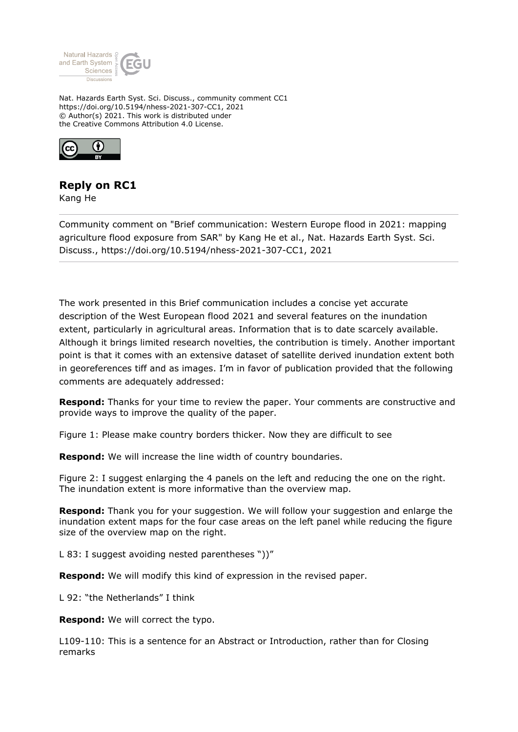Nat. Hazards Earth Syst. Sci. Discuss., community comment CC1
https://doi.org/10.5194/nhess-2021-307-CC1, 2021
© Author(s) 2021. This work is distributed under
the Creative Commons Attribution 4.0 License.

# Reply on RC1

Kang He

Community comment on "Brief communication: Western Europe flood in 2021: mapping agriculture flood exposure from SAR" by Kang He et al., Nat. Hazards Earth Syst. Sci. Discuss., https://doi.org/10.5194/nhess-2021-307-CC1, 2021

The work presented in this Brief communication includes a concise yet accurate description of the West European flood 2021 and several features on the inundation extent, particularly in agricultural areas. Information that is to date scarcely available. Although it brings limited research novelties, the contribution is timely. Another important point is that it comes with an extensive dataset of satellite derived inundation extent both in georeferences tiff and as images. I'm in favor of publication provided that the following comments are adequately addressed:

**Respond:** Thanks for your time to review the paper. Your comments are constructive and provide ways to improve the quality of the paper.

Figure 1: Please make country borders thicker. Now they are difficult to see

**Respond:** We will increase the line width of country boundaries.

Figure 2: I suggest enlarging the 4 panels on the left and reducing the one on the right. The inundation extent is more informative than the overview map.

**Respond:** Thank you for your suggestion. We will follow your suggestion and enlarge the inundation extent maps for the four case areas on the left panel while reducing the figure size of the overview map on the right.

L 83: I suggest avoiding nested parentheses "))"

**Respond:** We will modify this kind of expression in the revised paper.

L 92: "the Netherlands" I think

**Respond:** We will correct the typo.

L109-110: This is a sentence for an Abstract or Introduction, rather than for Closing remarks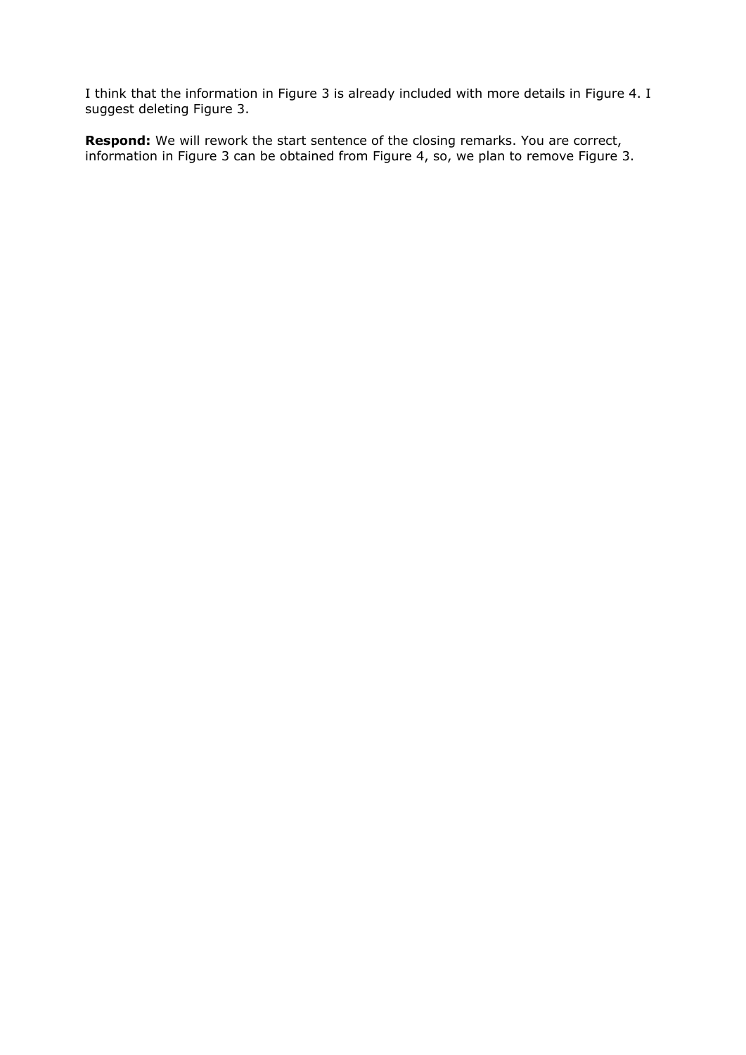I think that the information in Figure 3 is already included with more details in Figure 4. I suggest deleting Figure 3.

**Respond:** We will rework the start sentence of the closing remarks. You are correct, information in Figure 3 can be obtained from Figure 4, so, we plan to remove Figure 3.